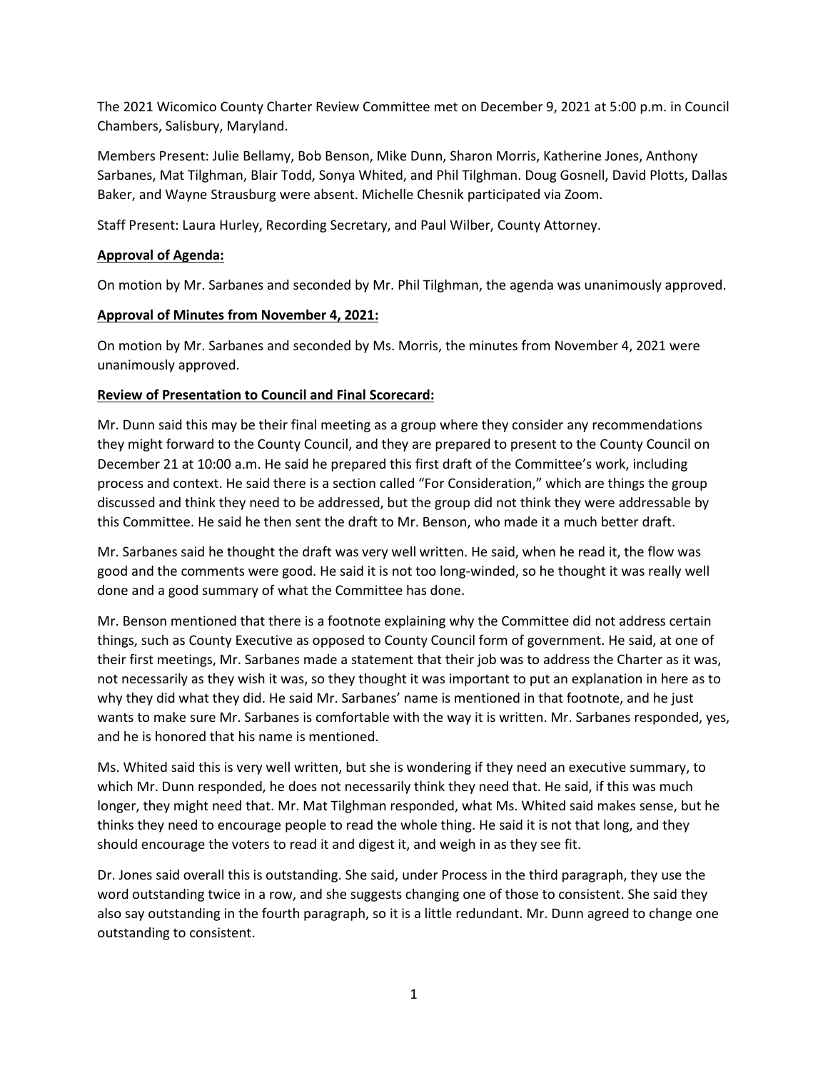The 2021 Wicomico County Charter Review Committee met on December 9, 2021 at 5:00 p.m. in Council Chambers, Salisbury, Maryland.

Members Present: Julie Bellamy, Bob Benson, Mike Dunn, Sharon Morris, Katherine Jones, Anthony Sarbanes, Mat Tilghman, Blair Todd, Sonya Whited, and Phil Tilghman. Doug Gosnell, David Plotts, Dallas Baker, and Wayne Strausburg were absent. Michelle Chesnik participated via Zoom.

Staff Present: Laura Hurley, Recording Secretary, and Paul Wilber, County Attorney.

**Approval of Agenda:**

On motion by Mr. Sarbanes and seconded by Mr. Phil Tilghman, the agenda was unanimously approved.

**Approval of Minutes from November 4, 2021:**

On motion by Mr. Sarbanes and seconded by Ms. Morris, the minutes from November 4, 2021 were unanimously approved.

**Review of Presentation to Council and Final Scorecard:**

Mr. Dunn said this may be their final meeting as a group where they consider any recommendations they might forward to the County Council, and they are prepared to present to the County Council on December 21 at 10:00 a.m. He said he prepared this first draft of the Committee's work, including process and context. He said there is a section called "For Consideration," which are things the group discussed and think they need to be addressed, but the group did not think they were addressable by this Committee. He said he then sent the draft to Mr. Benson, who made it a much better draft.

Mr. Sarbanes said he thought the draft was very well written. He said, when he read it, the flow was good and the comments were good. He said it is not too long-winded, so he thought it was really well done and a good summary of what the Committee has done.

Mr. Benson mentioned that there is a footnote explaining why the Committee did not address certain things, such as County Executive as opposed to County Council form of government. He said, at one of their first meetings, Mr. Sarbanes made a statement that their job was to address the Charter as it was, not necessarily as they wish it was, so they thought it was important to put an explanation in here as to why they did what they did. He said Mr. Sarbanes' name is mentioned in that footnote, and he just wants to make sure Mr. Sarbanes is comfortable with the way it is written. Mr. Sarbanes responded, yes, and he is honored that his name is mentioned.

Ms. Whited said this is very well written, but she is wondering if they need an executive summary, to which Mr. Dunn responded, he does not necessarily think they need that. He said, if this was much longer, they might need that. Mr. Mat Tilghman responded, what Ms. Whited said makes sense, but he thinks they need to encourage people to read the whole thing. He said it is not that long, and they should encourage the voters to read it and digest it, and weigh in as they see fit.

Dr. Jones said overall this is outstanding. She said, under Process in the third paragraph, they use the word outstanding twice in a row, and she suggests changing one of those to consistent. She said they also say outstanding in the fourth paragraph, so it is a little redundant. Mr. Dunn agreed to change one outstanding to consistent.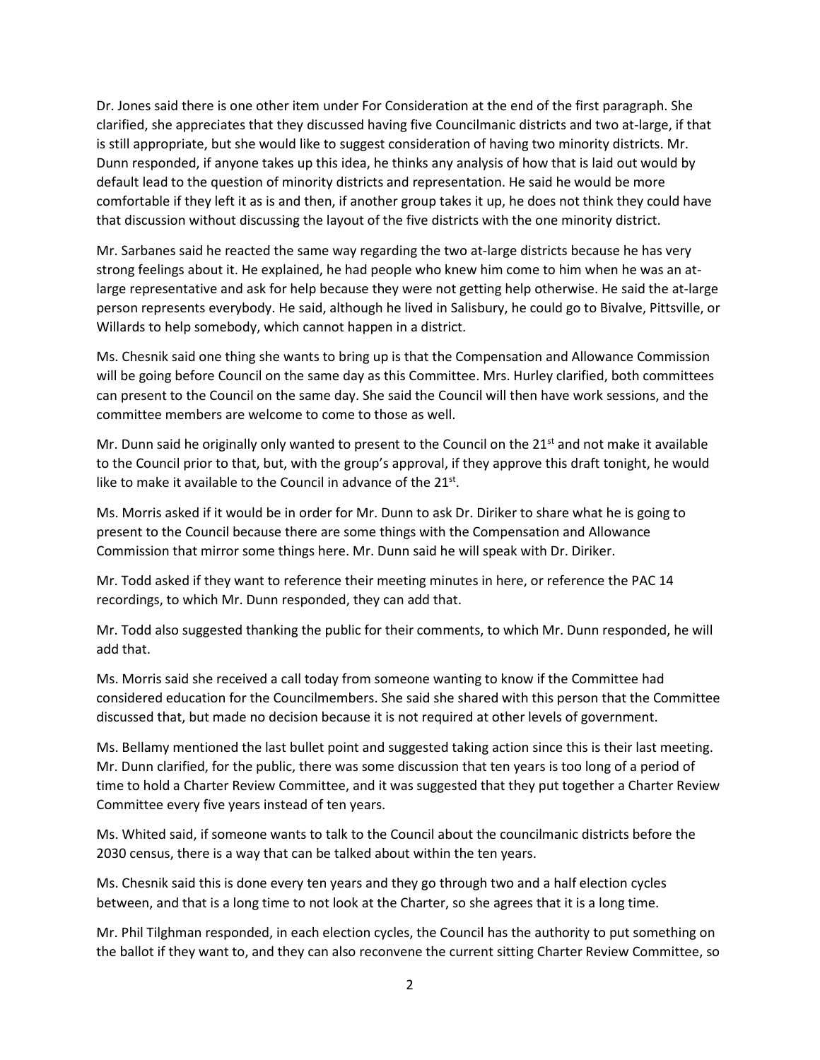Dr. Jones said there is one other item under For Consideration at the end of the first paragraph. She clarified, she appreciates that they discussed having five Councilmanic districts and two at-large, if that is still appropriate, but she would like to suggest consideration of having two minority districts. Mr. Dunn responded, if anyone takes up this idea, he thinks any analysis of how that is laid out would by default lead to the question of minority districts and representation. He said he would be more comfortable if they left it as is and then, if another group takes it up, he does not think they could have that discussion without discussing the layout of the five districts with the one minority district.

Mr. Sarbanes said he reacted the same way regarding the two at-large districts because he has very strong feelings about it. He explained, he had people who knew him come to him when he was an at-large representative and ask for help because they were not getting help otherwise. He said the at-large person represents everybody. He said, although he lived in Salisbury, he could go to Bivalve, Pittsville, or Willards to help somebody, which cannot happen in a district.

Ms. Chesnik said one thing she wants to bring up is that the Compensation and Allowance Commission will be going before Council on the same day as this Committee. Mrs. Hurley clarified, both committees can present to the Council on the same day. She said the Council will then have work sessions, and the committee members are welcome to come to those as well.

Mr. Dunn said he originally only wanted to present to the Council on the 21st and not make it available to the Council prior to that, but, with the group's approval, if they approve this draft tonight, he would like to make it available to the Council in advance of the 21st.

Ms. Morris asked if it would be in order for Mr. Dunn to ask Dr. Diriker to share what he is going to present to the Council because there are some things with the Compensation and Allowance Commission that mirror some things here. Mr. Dunn said he will speak with Dr. Diriker.

Mr. Todd asked if they want to reference their meeting minutes in here, or reference the PAC 14 recordings, to which Mr. Dunn responded, they can add that.

Mr. Todd also suggested thanking the public for their comments, to which Mr. Dunn responded, he will add that.

Ms. Morris said she received a call today from someone wanting to know if the Committee had considered education for the Councilmembers. She said she shared with this person that the Committee discussed that, but made no decision because it is not required at other levels of government.

Ms. Bellamy mentioned the last bullet point and suggested taking action since this is their last meeting. Mr. Dunn clarified, for the public, there was some discussion that ten years is too long of a period of time to hold a Charter Review Committee, and it was suggested that they put together a Charter Review Committee every five years instead of ten years.

Ms. Whited said, if someone wants to talk to the Council about the councilmanic districts before the 2030 census, there is a way that can be talked about within the ten years.

Ms. Chesnik said this is done every ten years and they go through two and a half election cycles between, and that is a long time to not look at the Charter, so she agrees that it is a long time.

Mr. Phil Tilghman responded, in each election cycles, the Council has the authority to put something on the ballot if they want to, and they can also reconvene the current sitting Charter Review Committee, so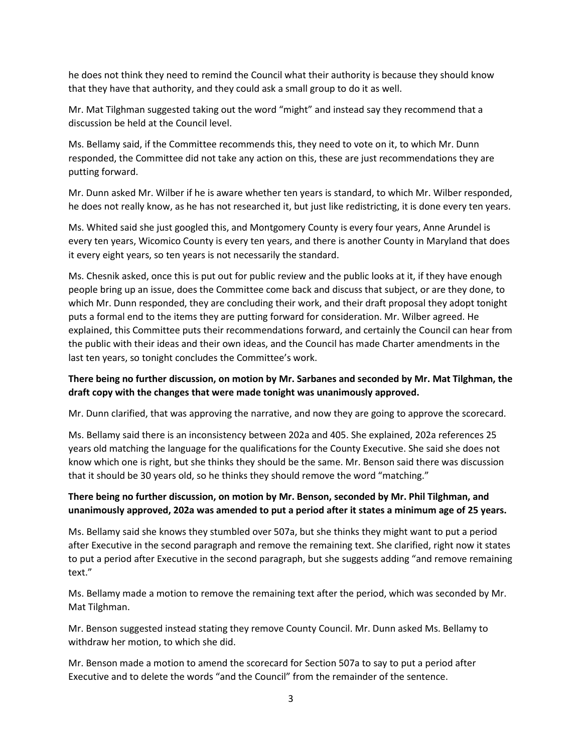he does not think they need to remind the Council what their authority is because they should know that they have that authority, and they could ask a small group to do it as well.

Mr. Mat Tilghman suggested taking out the word "might" and instead say they recommend that a discussion be held at the Council level.

Ms. Bellamy said, if the Committee recommends this, they need to vote on it, to which Mr. Dunn responded, the Committee did not take any action on this, these are just recommendations they are putting forward.

Mr. Dunn asked Mr. Wilber if he is aware whether ten years is standard, to which Mr. Wilber responded, he does not really know, as he has not researched it, but just like redistricting, it is done every ten years.

Ms. Whited said she just googled this, and Montgomery County is every four years, Anne Arundel is every ten years, Wicomico County is every ten years, and there is another County in Maryland that does it every eight years, so ten years is not necessarily the standard.

Ms. Chesnik asked, once this is put out for public review and the public looks at it, if they have enough people bring up an issue, does the Committee come back and discuss that subject, or are they done, to which Mr. Dunn responded, they are concluding their work, and their draft proposal they adopt tonight puts a formal end to the items they are putting forward for consideration. Mr. Wilber agreed. He explained, this Committee puts their recommendations forward, and certainly the Council can hear from the public with their ideas and their own ideas, and the Council has made Charter amendments in the last ten years, so tonight concludes the Committee's work.

**There being no further discussion, on motion by Mr. Sarbanes and seconded by Mr. Mat Tilghman, the draft copy with the changes that were made tonight was unanimously approved.**

Mr. Dunn clarified, that was approving the narrative, and now they are going to approve the scorecard.

Ms. Bellamy said there is an inconsistency between 202a and 405. She explained, 202a references 25 years old matching the language for the qualifications for the County Executive. She said she does not know which one is right, but she thinks they should be the same. Mr. Benson said there was discussion that it should be 30 years old, so he thinks they should remove the word "matching."

**There being no further discussion, on motion by Mr. Benson, seconded by Mr. Phil Tilghman, and unanimously approved, 202a was amended to put a period after it states a minimum age of 25 years.**

Ms. Bellamy said she knows they stumbled over 507a, but she thinks they might want to put a period after Executive in the second paragraph and remove the remaining text. She clarified, right now it states to put a period after Executive in the second paragraph, but she suggests adding "and remove remaining text."

Ms. Bellamy made a motion to remove the remaining text after the period, which was seconded by Mr. Mat Tilghman.

Mr. Benson suggested instead stating they remove County Council. Mr. Dunn asked Ms. Bellamy to withdraw her motion, to which she did.

Mr. Benson made a motion to amend the scorecard for Section 507a to say to put a period after Executive and to delete the words "and the Council" from the remainder of the sentence.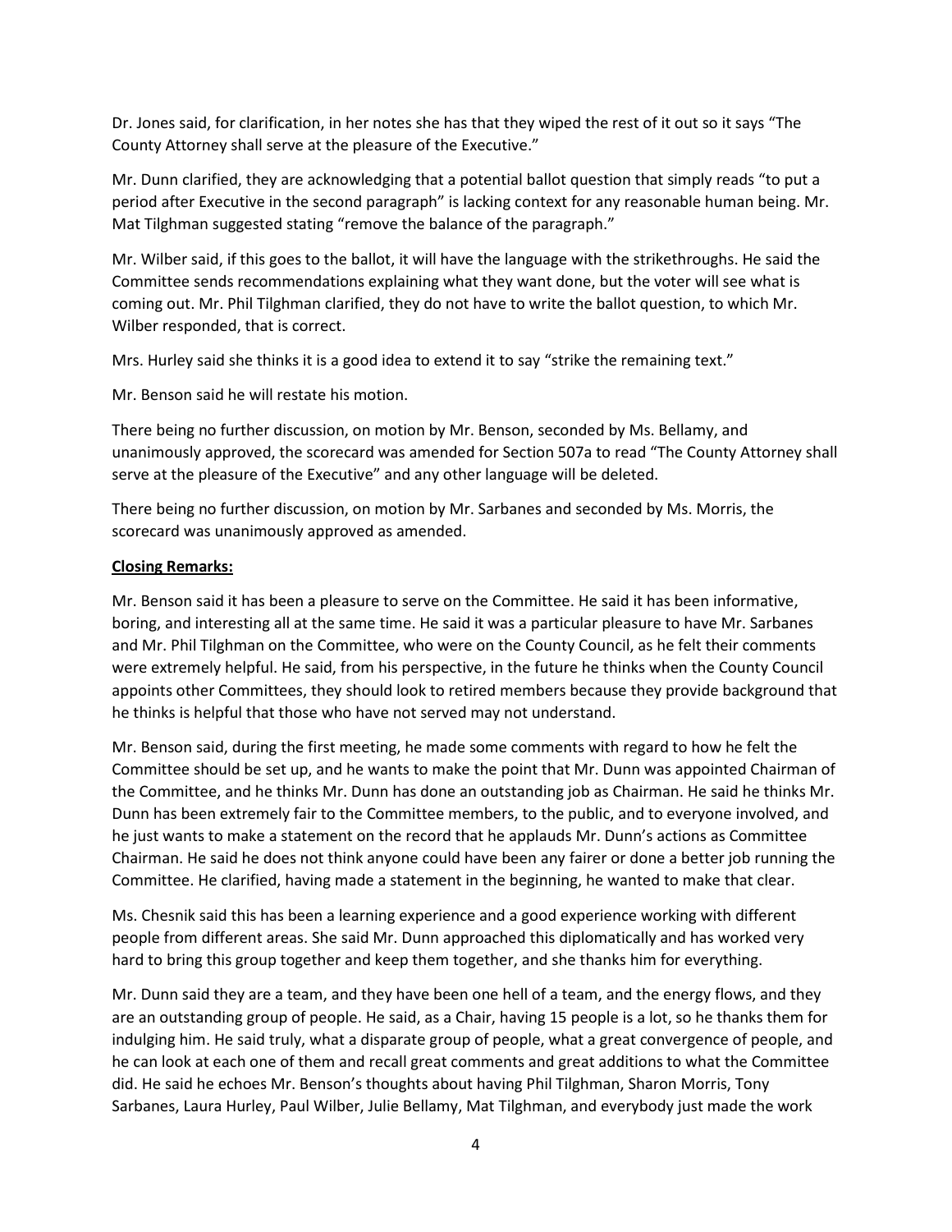Dr. Jones said, for clarification, in her notes she has that they wiped the rest of it out so it says "The County Attorney shall serve at the pleasure of the Executive."

Mr. Dunn clarified, they are acknowledging that a potential ballot question that simply reads "to put a period after Executive in the second paragraph" is lacking context for any reasonable human being. Mr. Mat Tilghman suggested stating "remove the balance of the paragraph."

Mr. Wilber said, if this goes to the ballot, it will have the language with the strikethroughs. He said the Committee sends recommendations explaining what they want done, but the voter will see what is coming out. Mr. Phil Tilghman clarified, they do not have to write the ballot question, to which Mr. Wilber responded, that is correct.

Mrs. Hurley said she thinks it is a good idea to extend it to say "strike the remaining text."

Mr. Benson said he will restate his motion.

There being no further discussion, on motion by Mr. Benson, seconded by Ms. Bellamy, and unanimously approved, the scorecard was amended for Section 507a to read "The County Attorney shall serve at the pleasure of the Executive" and any other language will be deleted.

There being no further discussion, on motion by Mr. Sarbanes and seconded by Ms. Morris, the scorecard was unanimously approved as amended.

**Closing Remarks:**

Mr. Benson said it has been a pleasure to serve on the Committee. He said it has been informative, boring, and interesting all at the same time. He said it was a particular pleasure to have Mr. Sarbanes and Mr. Phil Tilghman on the Committee, who were on the County Council, as he felt their comments were extremely helpful. He said, from his perspective, in the future he thinks when the County Council appoints other Committees, they should look to retired members because they provide background that he thinks is helpful that those who have not served may not understand.

Mr. Benson said, during the first meeting, he made some comments with regard to how he felt the Committee should be set up, and he wants to make the point that Mr. Dunn was appointed Chairman of the Committee, and he thinks Mr. Dunn has done an outstanding job as Chairman. He said he thinks Mr. Dunn has been extremely fair to the Committee members, to the public, and to everyone involved, and he just wants to make a statement on the record that he applauds Mr. Dunn's actions as Committee Chairman. He said he does not think anyone could have been any fairer or done a better job running the Committee. He clarified, having made a statement in the beginning, he wanted to make that clear.

Ms. Chesnik said this has been a learning experience and a good experience working with different people from different areas. She said Mr. Dunn approached this diplomatically and has worked very hard to bring this group together and keep them together, and she thanks him for everything.

Mr. Dunn said they are a team, and they have been one hell of a team, and the energy flows, and they are an outstanding group of people. He said, as a Chair, having 15 people is a lot, so he thanks them for indulging him. He said truly, what a disparate group of people, what a great convergence of people, and he can look at each one of them and recall great comments and great additions to what the Committee did. He said he echoes Mr. Benson's thoughts about having Phil Tilghman, Sharon Morris, Tony Sarbanes, Laura Hurley, Paul Wilber, Julie Bellamy, Mat Tilghman, and everybody just made the work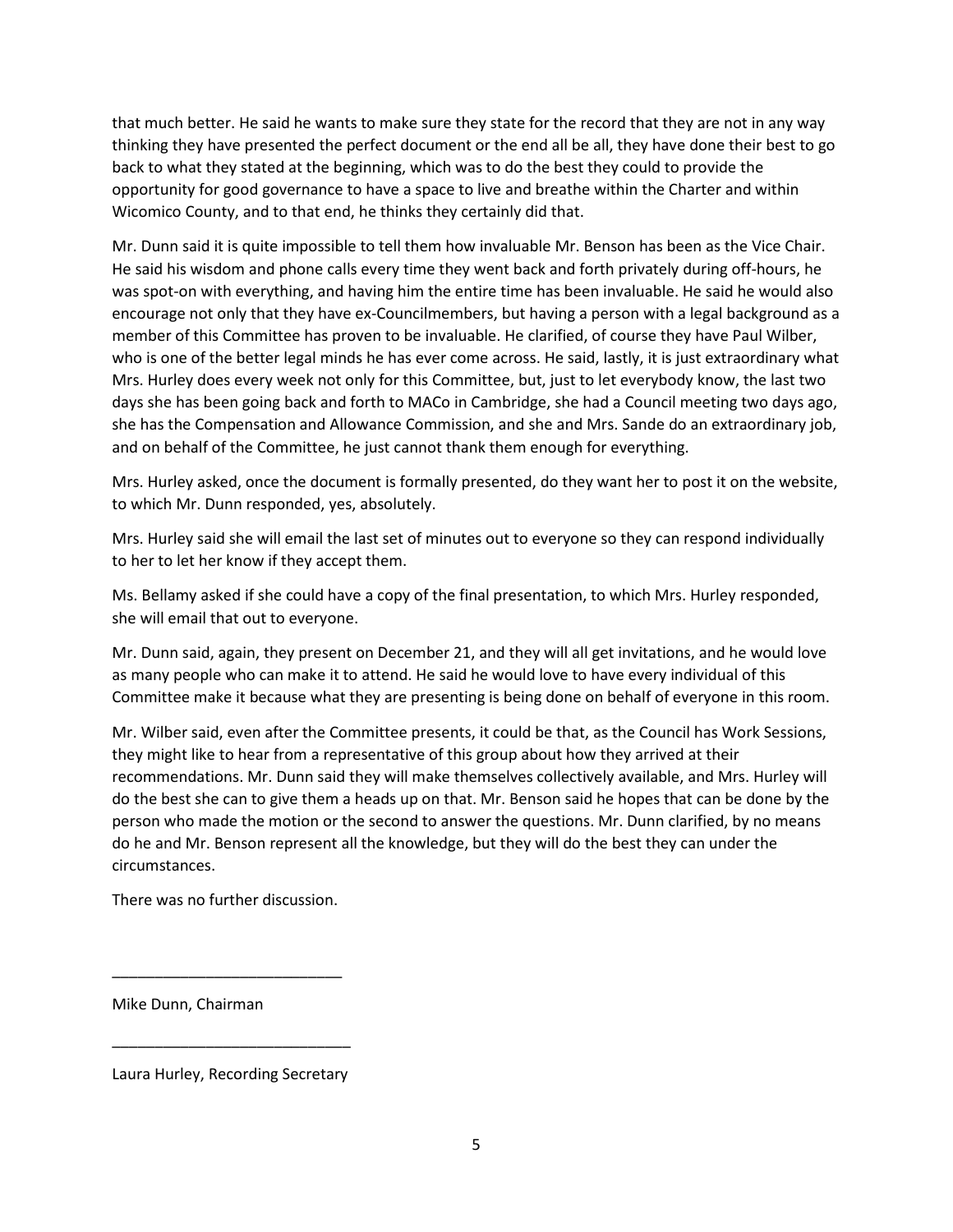that much better. He said he wants to make sure they state for the record that they are not in any way thinking they have presented the perfect document or the end all be all, they have done their best to go back to what they stated at the beginning, which was to do the best they could to provide the opportunity for good governance to have a space to live and breathe within the Charter and within Wicomico County, and to that end, he thinks they certainly did that.

Mr. Dunn said it is quite impossible to tell them how invaluable Mr. Benson has been as the Vice Chair. He said his wisdom and phone calls every time they went back and forth privately during off-hours, he was spot-on with everything, and having him the entire time has been invaluable. He said he would also encourage not only that they have ex-Councilmembers, but having a person with a legal background as a member of this Committee has proven to be invaluable. He clarified, of course they have Paul Wilber, who is one of the better legal minds he has ever come across. He said, lastly, it is just extraordinary what Mrs. Hurley does every week not only for this Committee, but, just to let everybody know, the last two days she has been going back and forth to MACo in Cambridge, she had a Council meeting two days ago, she has the Compensation and Allowance Commission, and she and Mrs. Sande do an extraordinary job, and on behalf of the Committee, he just cannot thank them enough for everything.

Mrs. Hurley asked, once the document is formally presented, do they want her to post it on the website, to which Mr. Dunn responded, yes, absolutely.

Mrs. Hurley said she will email the last set of minutes out to everyone so they can respond individually to her to let her know if they accept them.

Ms. Bellamy asked if she could have a copy of the final presentation, to which Mrs. Hurley responded, she will email that out to everyone.

Mr. Dunn said, again, they present on December 21, and they will all get invitations, and he would love as many people who can make it to attend. He said he would love to have every individual of this Committee make it because what they are presenting is being done on behalf of everyone in this room.

Mr. Wilber said, even after the Committee presents, it could be that, as the Council has Work Sessions, they might like to hear from a representative of this group about how they arrived at their recommendations. Mr. Dunn said they will make themselves collectively available, and Mrs. Hurley will do the best she can to give them a heads up on that. Mr. Benson said he hopes that can be done by the person who made the motion or the second to answer the questions. Mr. Dunn clarified, by no means do he and Mr. Benson represent all the knowledge, but they will do the best they can under the circumstances.

There was no further discussion.

___________________________

Mike Dunn, Chairman

____________________________

Laura Hurley, Recording Secretary